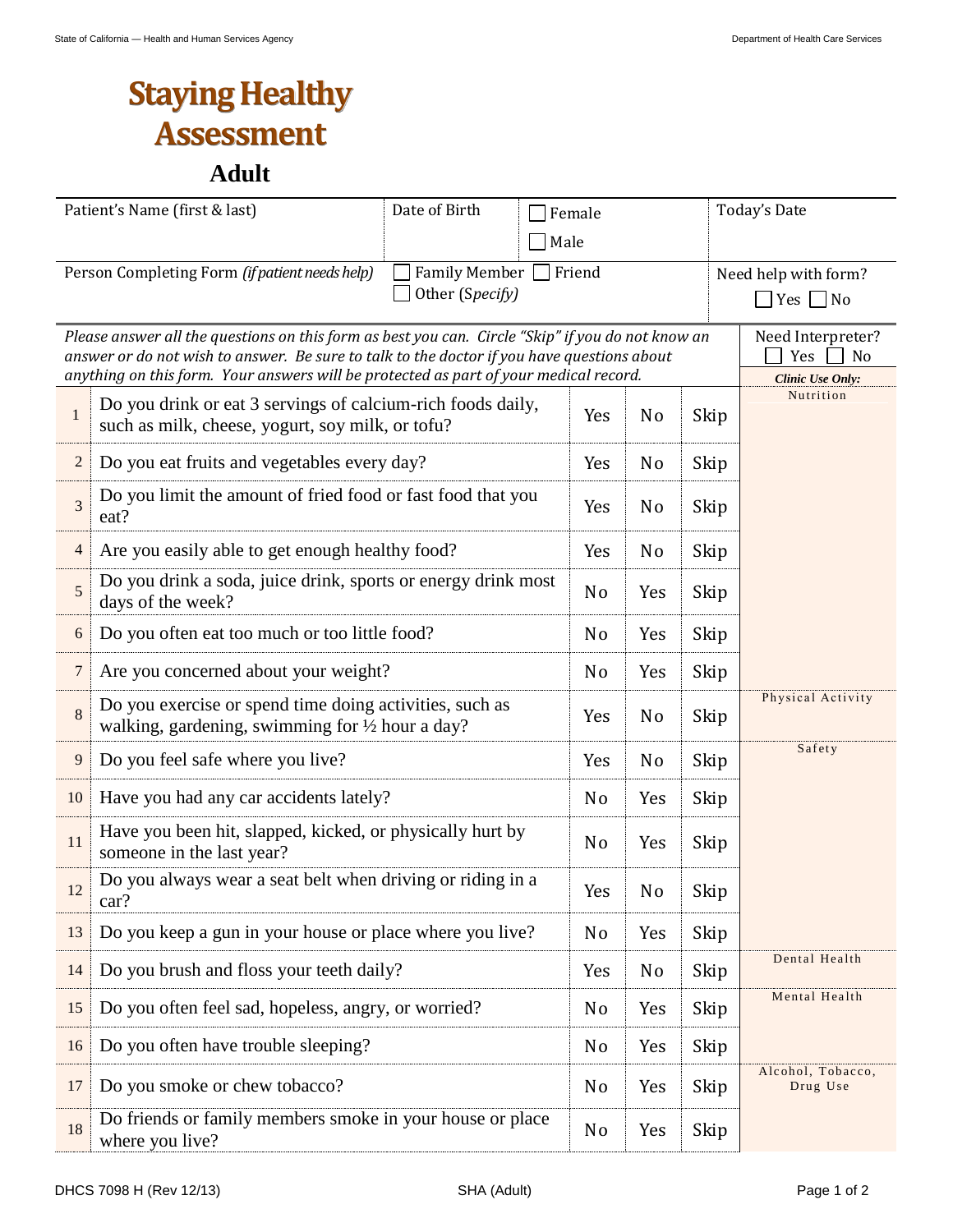State of California — Health and Human Services Agency | Department of Health Care Services

# Staying Healthy Assessment

## Adult

| Patient's Name (first & last) | Date of Birth | ☐ Female ☐ Male | Today's Date |
|---|---|---|---|
| Person Completing Form *(if patient needs help)* | ☐ Family Member ☐ Friend ☐ Other (*Specify*) | | Need help with form? ☐ Yes ☐ No |

*Please answer all the questions on this form as best you can. Circle "Skip" if you do not know an answer or do not wish to answer. Be sure to talk to the doctor if you have questions about anything on this form. Your answers will be protected as part of your medical record.*

Need Interpreter? ☐ Yes ☐ No

| # | Question | | | | *Clinic Use Only:* |
|---|---|---|---|---|---|
| 1 | Do you drink or eat 3 servings of calcium-rich foods daily, such as milk, cheese, yogurt, soy milk, or tofu? | Yes | No | Skip | Nutrition |
| 2 | Do you eat fruits and vegetables every day? | Yes | No | Skip | |
| 3 | Do you limit the amount of fried food or fast food that you eat? | Yes | No | Skip | |
| 4 | Are you easily able to get enough healthy food? | Yes | No | Skip | |
| 5 | Do you drink a soda, juice drink, sports or energy drink most days of the week? | No | Yes | Skip | |
| 6 | Do you often eat too much or too little food? | No | Yes | Skip | |
| 7 | Are you concerned about your weight? | No | Yes | Skip | |
| 8 | Do you exercise or spend time doing activities, such as walking, gardening, swimming for ½ hour a day? | Yes | No | Skip | Physical Activity |
| 9 | Do you feel safe where you live? | Yes | No | Skip | Safety |
| 10 | Have you had any car accidents lately? | No | Yes | Skip | |
| 11 | Have you been hit, slapped, kicked, or physically hurt by someone in the last year? | No | Yes | Skip | |
| 12 | Do you always wear a seat belt when driving or riding in a car? | Yes | No | Skip | |
| 13 | Do you keep a gun in your house or place where you live? | No | Yes | Skip | |
| 14 | Do you brush and floss your teeth daily? | Yes | No | Skip | Dental Health |
| 15 | Do you often feel sad, hopeless, angry, or worried? | No | Yes | Skip | Mental Health |
| 16 | Do you often have trouble sleeping? | No | Yes | Skip | |
| 17 | Do you smoke or chew tobacco? | No | Yes | Skip | Alcohol, Tobacco, Drug Use |
| 18 | Do friends or family members smoke in your house or place where you live? | No | Yes | Skip | |

DHCS 7098 H (Rev 12/13) SHA (Adult)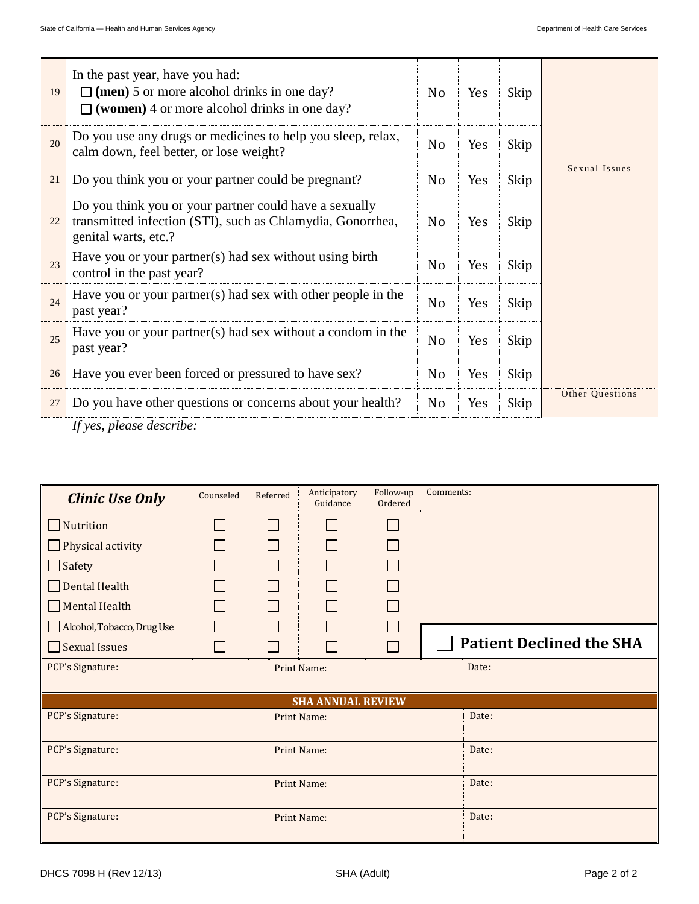| | | | | | |
|---|---|---|---|---|---|
| 19 | In the past year, have you had:<br>☐ **(men)** 5 or more alcohol drinks in one day?<br>☐ **(women)** 4 or more alcohol drinks in one day? | No | Yes | Skip | |
| 20 | Do you use any drugs or medicines to help you sleep, relax, calm down, feel better, or lose weight? | No | Yes | Skip | |
| 21 | Do you think you or your partner could be pregnant? | No | Yes | Skip | Sexual Issues |
| 22 | Do you think you or your partner could have a sexually transmitted infection (STI), such as Chlamydia, Gonorrhea, genital warts, etc.? | No | Yes | Skip | |
| 23 | Have you or your partner(s) had sex without using birth control in the past year? | No | Yes | Skip | |
| 24 | Have you or your partner(s) had sex with other people in the past year? | No | Yes | Skip | |
| 25 | Have you or your partner(s) had sex without a condom in the past year? | No | Yes | Skip | |
| 26 | Have you ever been forced or pressured to have sex? | No | Yes | Skip | |
| 27 | Do you have other questions or concerns about your health? | No | Yes | Skip | Other Questions |

*If yes, please describe:*

| ***Clinic Use Only*** | Counseled | Referred | Anticipatory Guidance | Follow-up Ordered | Comments: |
|---|---|---|---|---|---|
| ☐ Nutrition | ☐ | ☐ | ☐ | ☐ | |
| ☐ Physical activity | ☐ | ☐ | ☐ | ☐ | |
| ☐ Safety | ☐ | ☐ | ☐ | ☐ | |
| ☐ Dental Health | ☐ | ☐ | ☐ | ☐ | |
| ☐ Mental Health | ☐ | ☐ | ☐ | ☐ | |
| ☐ Alcohol, Tobacco, Drug Use | ☐ | ☐ | ☐ | ☐ | |
| ☐ Sexual Issues | ☐ | ☐ | ☐ | ☐ | ☐ **Patient Declined the SHA** |

| | | |
|---|---|---|
| PCP's Signature: | Print Name: | Date: |
| **SHA ANNUAL REVIEW** | | |
| PCP's Signature: | Print Name: | Date: |
| PCP's Signature: | Print Name: | Date: |
| PCP's Signature: | Print Name: | Date: |
| PCP's Signature: | Print Name: | Date: |